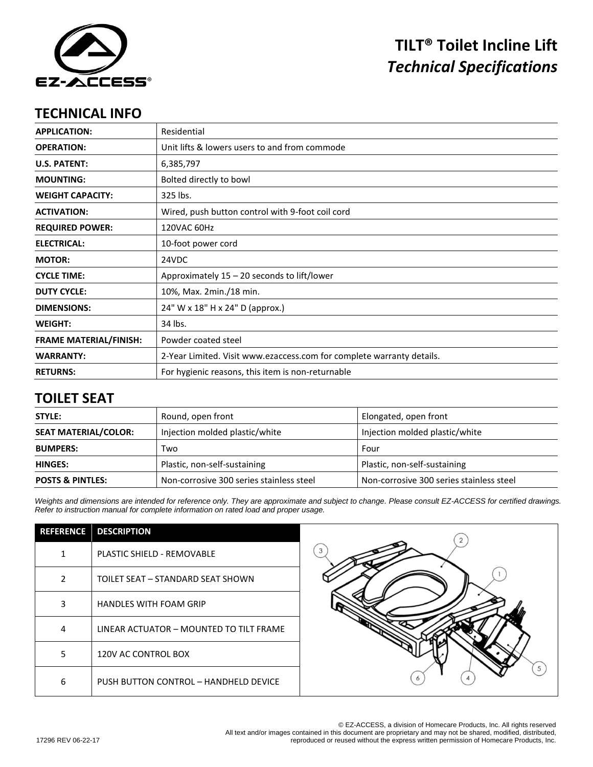# TILT® Toilet Incline Lift
## *Technical Specifications*

## TECHNICAL INFO

| | |
|---|---|
| **APPLICATION:** | Residential |
| **OPERATION:** | Unit lifts & lowers users to and from commode |
| **U.S. PATENT:** | 6,385,797 |
| **MOUNTING:** | Bolted directly to bowl |
| **WEIGHT CAPACITY:** | 325 lbs. |
| **ACTIVATION:** | Wired, push button control with 9-foot coil cord |
| **REQUIRED POWER:** | 120VAC 60Hz |
| **ELECTRICAL:** | 10-foot power cord |
| **MOTOR:** | 24VDC |
| **CYCLE TIME:** | Approximately 15 – 20 seconds to lift/lower |
| **DUTY CYCLE:** | 10%, Max. 2min./18 min. |
| **DIMENSIONS:** | 24" W x 18" H x 24" D (approx.) |
| **WEIGHT:** | 34 lbs. |
| **FRAME MATERIAL/FINISH:** | Powder coated steel |
| **WARRANTY:** | 2-Year Limited. Visit www.ezaccess.com for complete warranty details. |
| **RETURNS:** | For hygienic reasons, this item is non-returnable |

## TOILET SEAT

| | | |
|---|---|---|
| **STYLE:** | Round, open front | Elongated, open front |
| **SEAT MATERIAL/COLOR:** | Injection molded plastic/white | Injection molded plastic/white |
| **BUMPERS:** | Two | Four |
| **HINGES:** | Plastic, non-self-sustaining | Plastic, non-self-sustaining |
| **POSTS & PINTLES:** | Non-corrosive 300 series stainless steel | Non-corrosive 300 series stainless steel |

*Weights and dimensions are intended for reference only. They are approximate and subject to change. Please consult EZ-ACCESS for certified drawings. Refer to instruction manual for complete information on rated load and proper usage.*

| REFERENCE | DESCRIPTION |
|---|---|
| 1 | PLASTIC SHIELD - REMOVABLE |
| 2 | TOILET SEAT – STANDARD SEAT SHOWN |
| 3 | HANDLES WITH FOAM GRIP |
| 4 | LINEAR ACTUATOR – MOUNTED TO TILT FRAME |
| 5 | 120V AC CONTROL BOX |
| 6 | PUSH BUTTON CONTROL – HANDHELD DEVICE |

17296 REV 06-22-17

© EZ-ACCESS, a division of Homecare Products, Inc. All rights reserved
All text and/or images contained in this document are proprietary and may not be shared, modified, distributed, reproduced or reused without the express written permission of Homecare Products, Inc.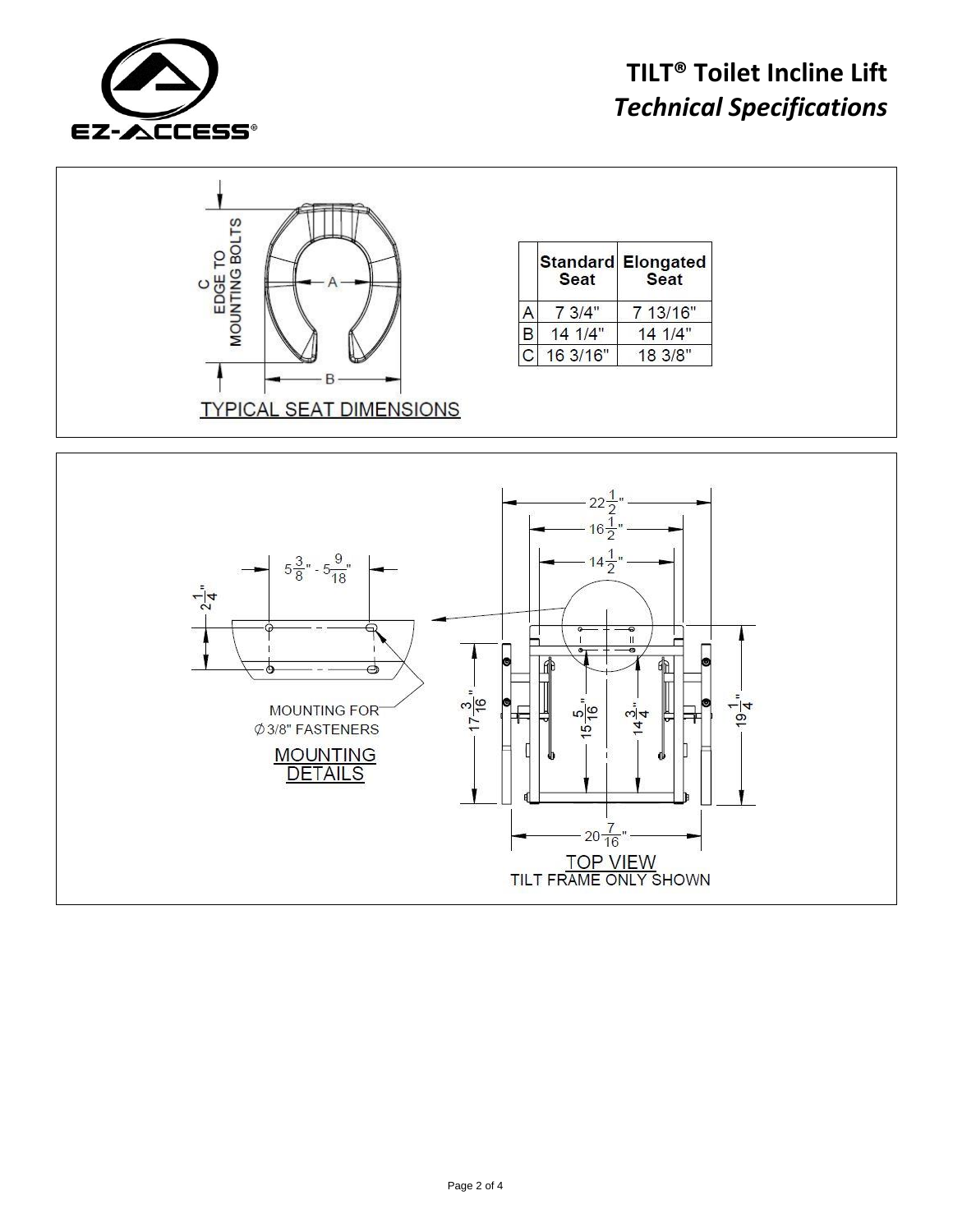# TILT® Toilet Incline Lift

## *Technical Specifications*

TYPICAL SEAT DIMENSIONS

C EDGE TO MOUNTING BOLTS

|   | Standard Seat | Elongated Seat |
|---|---|---|
| A | 7 3/4" | 7 13/16" |
| B | 14 1/4" | 14 1/4" |
| C | 16 3/16" | 18 3/8" |

MOUNTING DETAILS

$5\frac{3}{8}$" - $5\frac{9}{18}$"

$2\frac{1}{4}$"

MOUNTING FOR Ø 3/8" FASTENERS

TOP VIEW
TILT FRAME ONLY SHOWN

$22\frac{1}{2}$"

$16\frac{1}{2}$"

$14\frac{1}{2}$"

$17\frac{3}{16}$"

$15\frac{5}{16}$"

$14\frac{3}{4}$"

$19\frac{1}{4}$"

$20\frac{7}{16}$"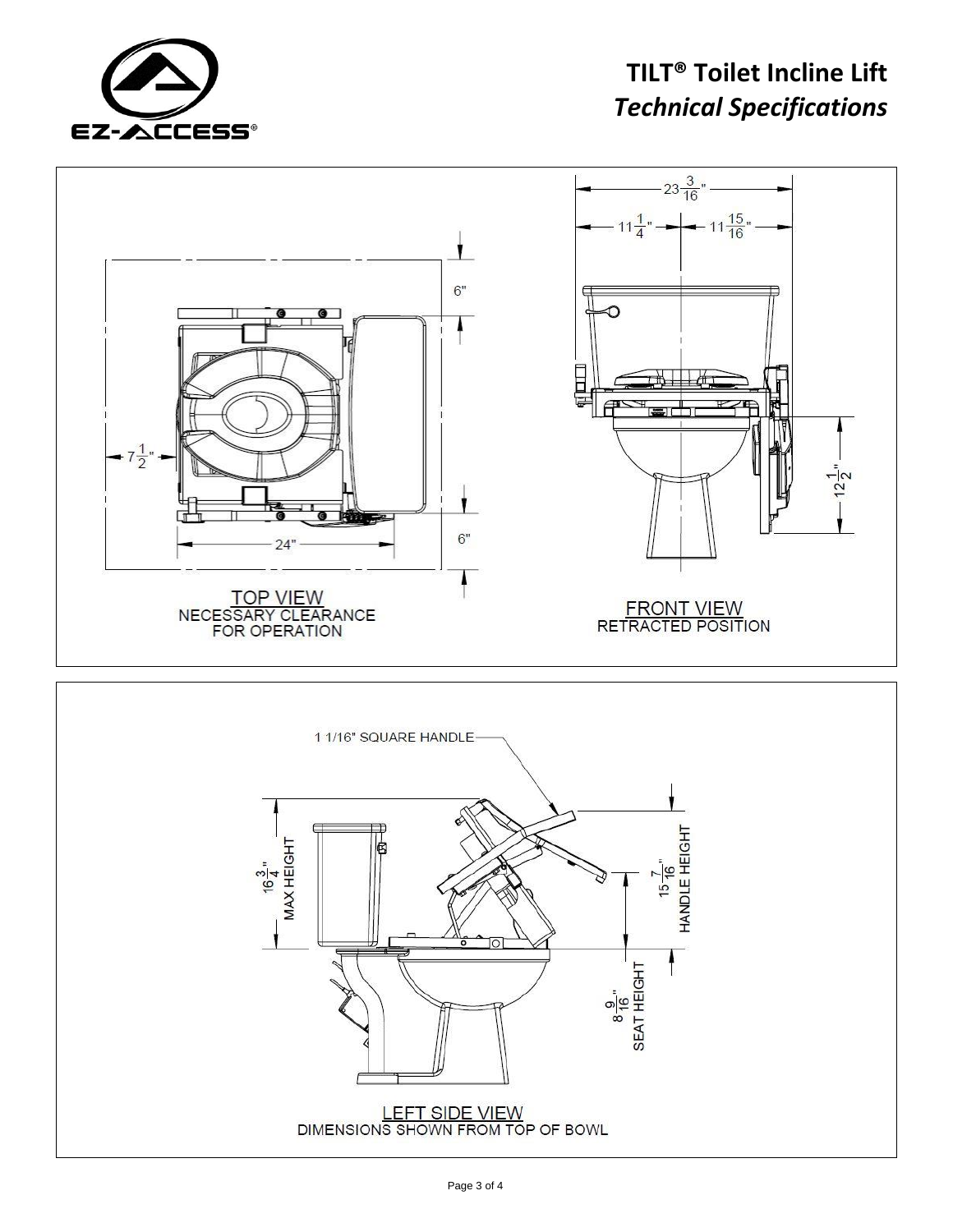# TILT® Toilet Incline Lift

## *Technical Specifications*

6"

$7\frac{1}{2}$"

24"

6"

TOP VIEW
NECESSARY CLEARANCE FOR OPERATION

$23\frac{3}{16}$"

$11\frac{1}{4}$"

$11\frac{15}{16}$"

$12\frac{1}{2}$"

FRONT VIEW
RETRACTED POSITION

1 1/16" SQUARE HANDLE

$16\frac{3}{4}$" MAX HEIGHT

$15\frac{7}{16}$" HANDLE HEIGHT

$8\frac{9}{16}$" SEAT HEIGHT

LEFT SIDE VIEW
DIMENSIONS SHOWN FROM TOP OF BOWL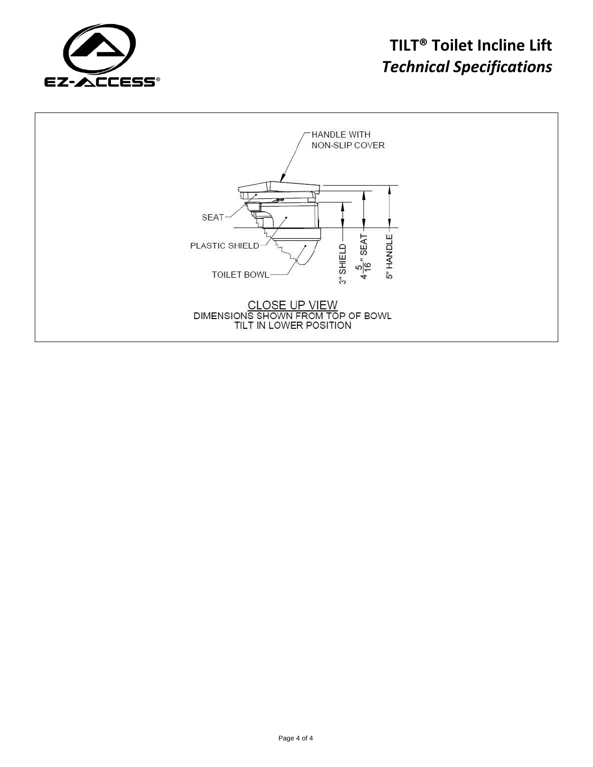# TILT® Toilet Incline Lift

## *Technical Specifications*

HANDLE WITH NON-SLIP COVER

SEAT

PLASTIC SHIELD

TOILET BOWL

3" SHIELD

$4\frac{5}{16}$" SEAT

5" HANDLE

CLOSE UP VIEW

DIMENSIONS SHOWN FROM TOP OF BOWL

TILT IN LOWER POSITION